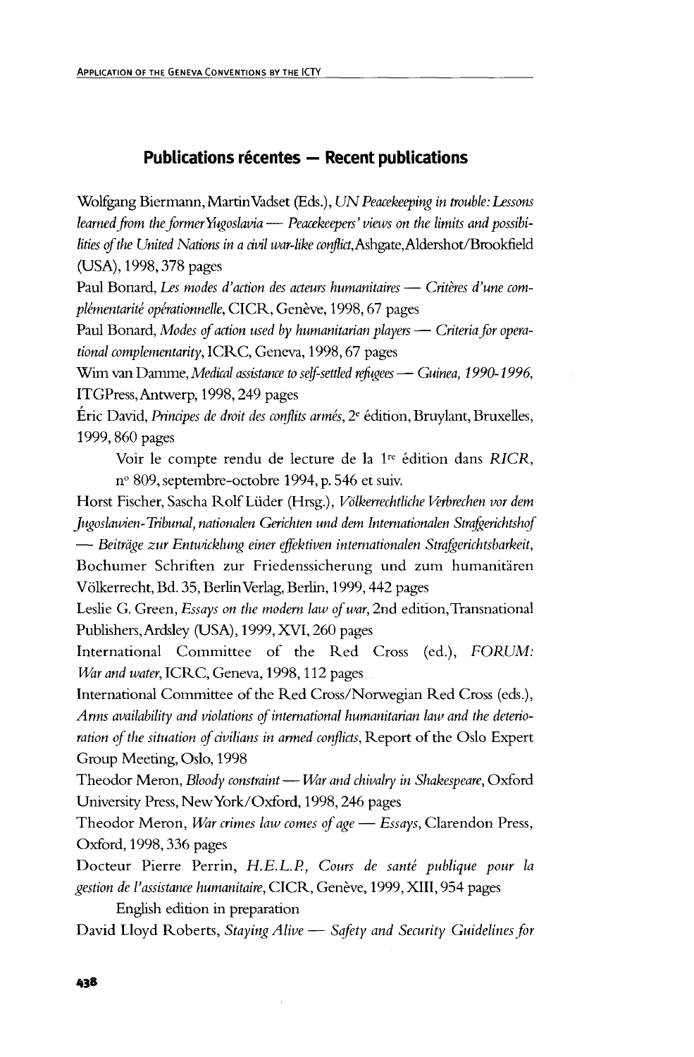## Publications récentes — Recent publications

Wolfgang Biermann, Martin Vadset (Eds.), *UN Peacekeeping in trouble: Lessons learned from the former Yugoslavia — Peacekeepers' views on the limits and possibilities of the United Nations in a civil war-like conflict*, Ashgate, Aldershot/Brookfield (USA), 1998, 378 pages

Paul Bonard, *Les modes d'action des acteurs humanitaires — Critères d'une complémentarité opérationnelle*, CICR, Genève, 1998, 67 pages

Paul Bonard, *Modes of action used by humanitarian players — Criteria for operational complementarity*, ICRC, Geneva, 1998, 67 pages

Wim van Damme, *Medical assistance to self-settled refugees — Guinea, 1990-1996*, ITGPress, Antwerp, 1998, 249 pages

Éric David, *Principes de droit des conflits armés*, 2e édition, Bruylant, Bruxelles, 1999, 860 pages

Voir le compte rendu de lecture de la 1re édition dans *RICR*, no 809, septembre-octobre 1994, p. 546 et suiv.

Horst Fischer, Sascha Rolf Lüder (Hrsg.), *Völkerrechtliche Verbrechen vor dem Jugoslawien-Tribunal, nationalen Gerichten und dem Internationalen Strafgerichtshof — Beiträge zur Entwicklung einer effektiven internationalen Strafgerichtsbarkeit*, Bochumer Schriften zur Friedenssicherung und zum humanitären Völkerrecht, Bd. 35, Berlin Verlag, Berlin, 1999, 442 pages

Leslie G. Green, *Essays on the modern law of war*, 2nd edition, Transnational Publishers, Ardsley (USA), 1999, XVI, 260 pages

International Committee of the Red Cross (ed.), *FORUM: War and water*, ICRC, Geneva, 1998, 112 pages

International Committee of the Red Cross/Norwegian Red Cross (eds.), *Arms availability and violations of international humanitarian law and the deterioration of the situation of civilians in armed conflicts*, Report of the Oslo Expert Group Meeting, Oslo, 1998

Theodor Meron, *Bloody constraint — War and chivalry in Shakespeare*, Oxford University Press, New York/Oxford, 1998, 246 pages

Theodor Meron, *War crimes law comes of age — Essays*, Clarendon Press, Oxford, 1998, 336 pages

Docteur Pierre Perrin, *H.E.L.P., Cours de santé publique pour la gestion de l'assistance humanitaire*, CICR, Genève, 1999, XIII, 954 pages

English edition in preparation

David Lloyd Roberts, *Staying Alive — Safety and Security Guidelines for*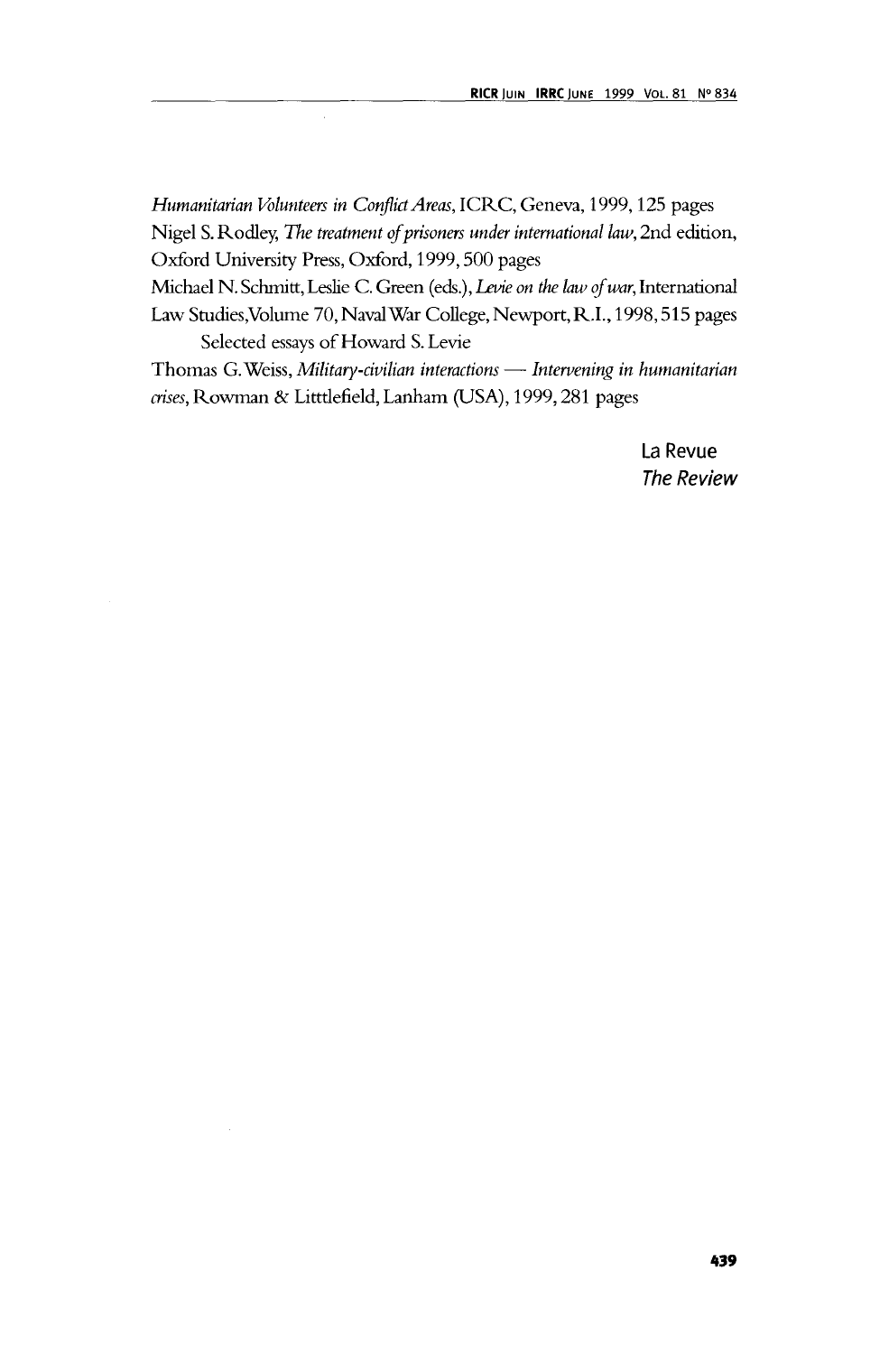*Humanitarian Volunteers in Conflict Areas*, ICRC, Geneva, 1999, 125 pages

Nigel S. Rodley, *The treatment of prisoners under international law*, 2nd edition, Oxford University Press, Oxford, 1999, 500 pages

Michael N. Schmitt, Leslie C. Green (eds.), *Levie on the law of war*, International Law Studies, Volume 70, Naval War College, Newport, R.I., 1998, 515 pages

Selected essays of Howard S. Levie

Thomas G. Weiss, *Military-civilian interactions — Intervening in humanitarian crises*, Rowman & Litttlefield, Lanham (USA), 1999, 281 pages

La Revue

*The Review*